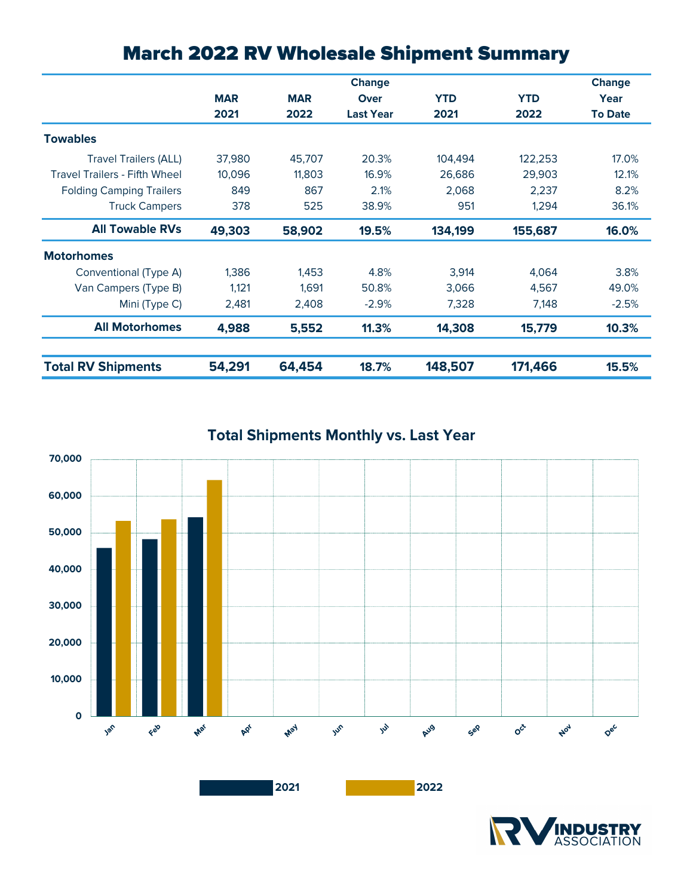# March 2022 RV Wholesale Shipment Summary

| | MAR 2021 | MAR 2022 | Change Over Last Year | YTD 2021 | YTD 2022 | Change Year To Date |
|---|---|---|---|---|---|---|
| **Towables** | | | | | | |
| Travel Trailers (ALL) | 37,980 | 45,707 | 20.3% | 104,494 | 122,253 | 17.0% |
| Travel Trailers - Fifth Wheel | 10,096 | 11,803 | 16.9% | 26,686 | 29,903 | 12.1% |
| Folding Camping Trailers | 849 | 867 | 2.1% | 2,068 | 2,237 | 8.2% |
| Truck Campers | 378 | 525 | 38.9% | 951 | 1,294 | 36.1% |
| **All Towable RVs** | **49,303** | **58,902** | **19.5%** | **134,199** | **155,687** | **16.0%** |
| **Motorhomes** | | | | | | |
| Conventional (Type A) | 1,386 | 1,453 | 4.8% | 3,914 | 4,064 | 3.8% |
| Van Campers (Type B) | 1,121 | 1,691 | 50.8% | 3,066 | 4,567 | 49.0% |
| Mini (Type C) | 2,481 | 2,408 | -2.9% | 7,328 | 7,148 | -2.5% |
| **All Motorhomes** | **4,988** | **5,552** | **11.3%** | **14,308** | **15,779** | **10.3%** |
| **Total RV Shipments** | **54,291** | **64,454** | **18.7%** | **148,507** | **171,466** | **15.5%** |

## Total Shipments Monthly vs. Last Year

| Month | 2021 | 2022 |
|---|---|---|
| Jan | ~46,000 | ~53,000 |
| Feb | ~48,000 | ~54,000 |
| Mar | 54,291 | 64,454 |
| Apr | | |
| May | | |
| Jun | | |
| Jul | | |
| Aug | | |
| Sep | | |
| Oct | | |
| Nov | | |
| Dec | | |

RV INDUSTRY ASSOCIATION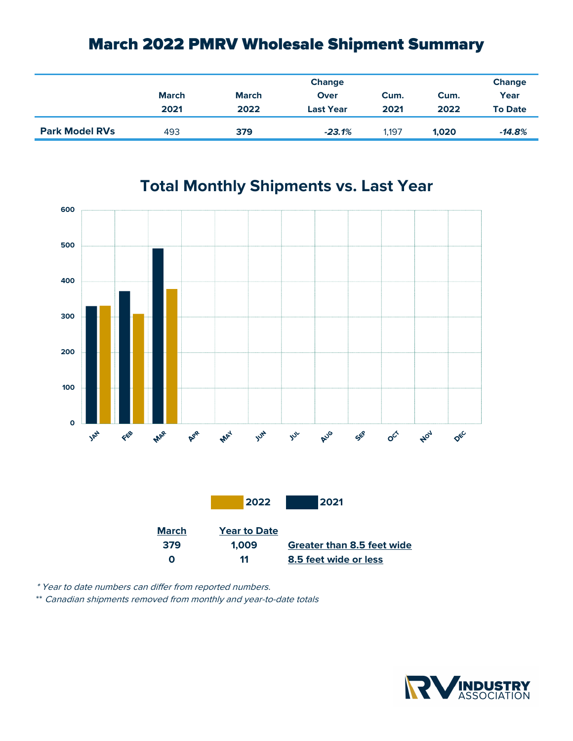# March 2022 PMRV Wholesale Shipment Summary

| | March 2021 | March 2022 | Change Over Last Year | Cum. 2021 | Cum. 2022 | Change Year To Date |
|---|---|---|---|---|---|---|
| **Park Model RVs** | 493 | **379** | ***-23.1%*** | 1,197 | **1,020** | ***-14.8%*** |

## Total Monthly Shipments vs. Last Year

2022 2021

| March | Year to Date | |
|---|---|---|
| 379 | 1,009 | Greater than 8.5 feet wide |
| 0 | 11 | 8.5 feet wide or less |

*\* Year to date numbers can differ from reported numbers.*

*\*\* Canadian shipments removed from monthly and year-to-date totals*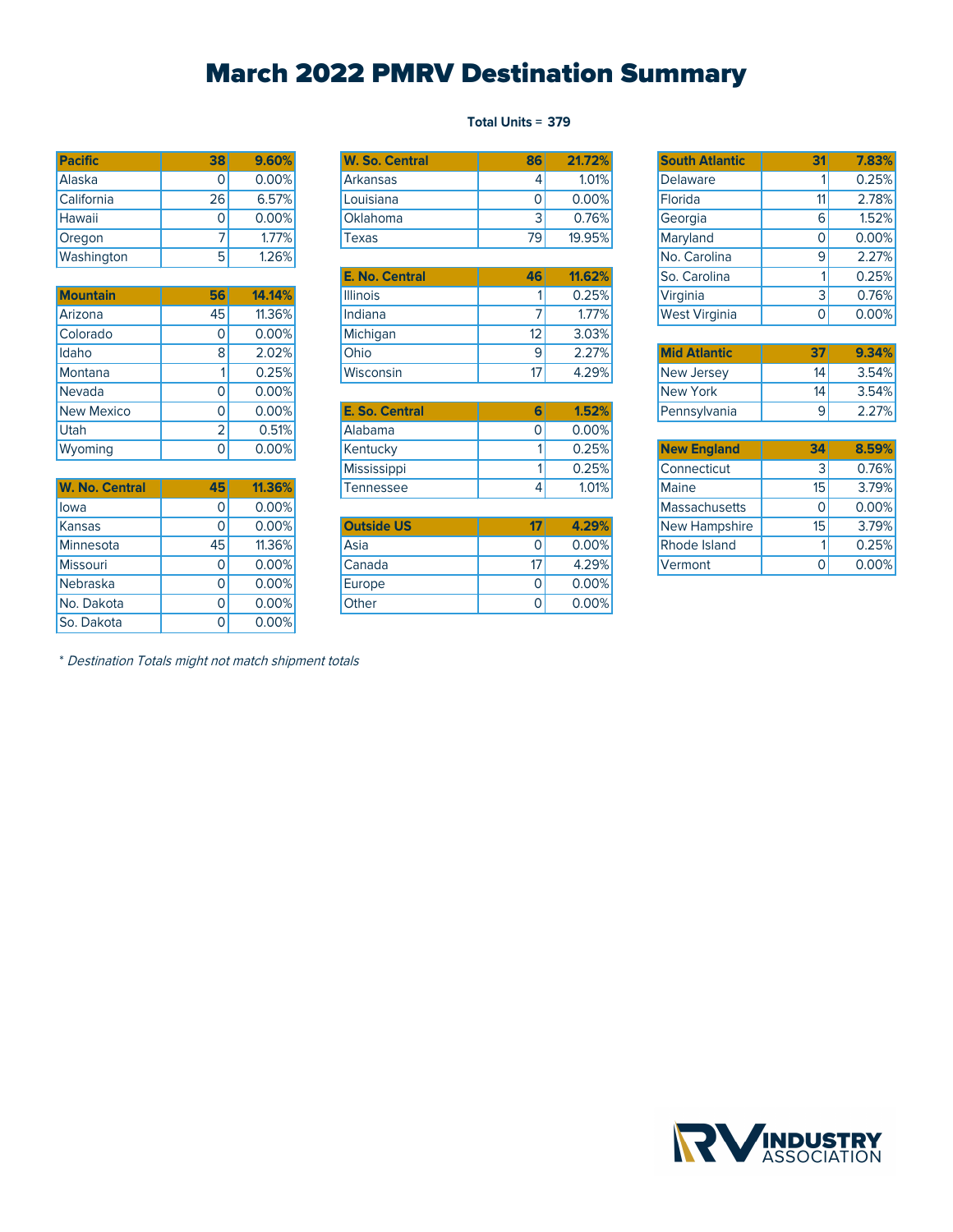# March 2022 PMRV Destination Summary

**Total Units = 379**

| Pacific | 38 | 9.60% |
|---|---|---|
| Alaska | 0 | 0.00% |
| California | 26 | 6.57% |
| Hawaii | 0 | 0.00% |
| Oregon | 7 | 1.77% |
| Washington | 5 | 1.26% |

| Mountain | 56 | 14.14% |
|---|---|---|
| Arizona | 45 | 11.36% |
| Colorado | 0 | 0.00% |
| Idaho | 8 | 2.02% |
| Montana | 1 | 0.25% |
| Nevada | 0 | 0.00% |
| New Mexico | 0 | 0.00% |
| Utah | 2 | 0.51% |
| Wyoming | 0 | 0.00% |

| W. No. Central | 45 | 11.36% |
|---|---|---|
| Iowa | 0 | 0.00% |
| Kansas | 0 | 0.00% |
| Minnesota | 45 | 11.36% |
| Missouri | 0 | 0.00% |
| Nebraska | 0 | 0.00% |
| No. Dakota | 0 | 0.00% |
| So. Dakota | 0 | 0.00% |

| W. So. Central | 86 | 21.72% |
|---|---|---|
| Arkansas | 4 | 1.01% |
| Louisiana | 0 | 0.00% |
| Oklahoma | 3 | 0.76% |
| Texas | 79 | 19.95% |

| E. No. Central | 46 | 11.62% |
|---|---|---|
| Illinois | 1 | 0.25% |
| Indiana | 7 | 1.77% |
| Michigan | 12 | 3.03% |
| Ohio | 9 | 2.27% |
| Wisconsin | 17 | 4.29% |

| E. So. Central | 6 | 1.52% |
|---|---|---|
| Alabama | 0 | 0.00% |
| Kentucky | 1 | 0.25% |
| Mississippi | 1 | 0.25% |
| Tennessee | 4 | 1.01% |

| Outside US | 17 | 4.29% |
|---|---|---|
| Asia | 0 | 0.00% |
| Canada | 17 | 4.29% |
| Europe | 0 | 0.00% |
| Other | 0 | 0.00% |

| South Atlantic | 31 | 7.83% |
|---|---|---|
| Delaware | 1 | 0.25% |
| Florida | 11 | 2.78% |
| Georgia | 6 | 1.52% |
| Maryland | 0 | 0.00% |
| No. Carolina | 9 | 2.27% |
| So. Carolina | 1 | 0.25% |
| Virginia | 3 | 0.76% |
| West Virginia | 0 | 0.00% |

| Mid Atlantic | 37 | 9.34% |
|---|---|---|
| New Jersey | 14 | 3.54% |
| New York | 14 | 3.54% |
| Pennsylvania | 9 | 2.27% |

| New England | 34 | 8.59% |
|---|---|---|
| Connecticut | 3 | 0.76% |
| Maine | 15 | 3.79% |
| Massachusetts | 0 | 0.00% |
| New Hampshire | 15 | 3.79% |
| Rhode Island | 1 | 0.25% |
| Vermont | 0 | 0.00% |

*\* Destination Totals might not match shipment totals*